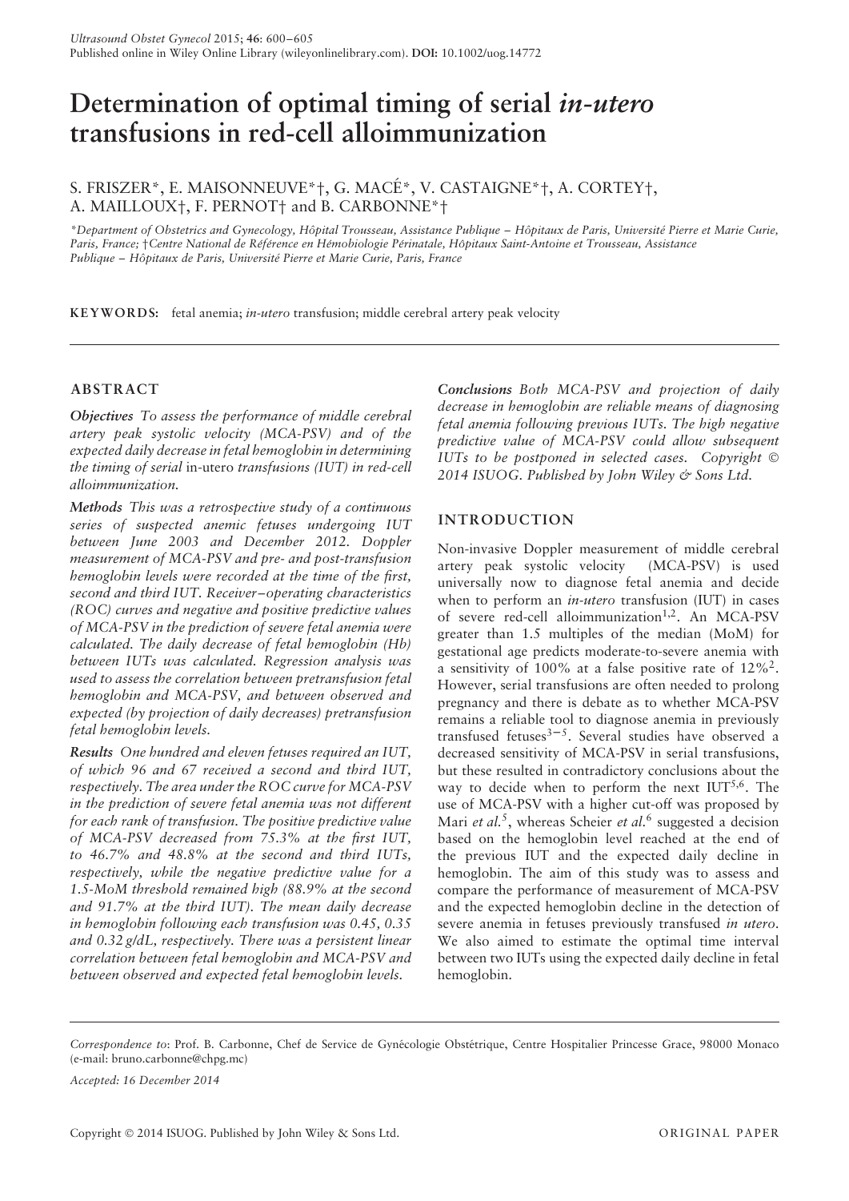# Determination of optimal timing of serial *in-utero* transfusions in red-cell alloimmunization

S. FRISZER*, E. MAISONNEUVE*†, G. MACÉ*, V. CASTAIGNE*†, A. CORTEY†, A. MAILLOUX†, F. PERNOT† and B. CARBONNE*†

*Department of Obstetrics and Gynecology, Hôpital Trousseau, Assistance Publique – Hôpitaux de Paris, Université Pierre et Marie Curie, Paris, France; †Centre National de Référence en Hémobiologie Périnatale, Hôpitaux Saint-Antoine et Trousseau, Assistance Publique – Hôpitaux de Paris, Université Pierre et Marie Curie, Paris, France

**KEYWORDS:** fetal anemia; *in-utero* transfusion; middle cerebral artery peak velocity

## ABSTRACT

***Objectives*** *To assess the performance of middle cerebral artery peak systolic velocity (MCA-PSV) and of the expected daily decrease in fetal hemoglobin in determining the timing of serial* in-utero *transfusions (IUT) in red-cell alloimmunization.*

***Methods*** *This was a retrospective study of a continuous series of suspected anemic fetuses undergoing IUT between June 2003 and December 2012. Doppler measurement of MCA-PSV and pre- and post-transfusion hemoglobin levels were recorded at the time of the first, second and third IUT. Receiver–operating characteristics (ROC) curves and negative and positive predictive values of MCA-PSV in the prediction of severe fetal anemia were calculated. The daily decrease of fetal hemoglobin (Hb) between IUTs was calculated. Regression analysis was used to assess the correlation between pretransfusion fetal hemoglobin and MCA-PSV, and between observed and expected (by projection of daily decreases) pretransfusion fetal hemoglobin levels.*

***Results*** *One hundred and eleven fetuses required an IUT, of which 96 and 67 received a second and third IUT, respectively. The area under the ROC curve for MCA-PSV in the prediction of severe fetal anemia was not different for each rank of transfusion. The positive predictive value of MCA-PSV decreased from 75.3% at the first IUT, to 46.7% and 48.8% at the second and third IUTs, respectively, while the negative predictive value for a 1.5-MoM threshold remained high (88.9% at the second and 91.7% at the third IUT). The mean daily decrease in hemoglobin following each transfusion was 0.45, 0.35 and 0.32 g/dL, respectively. There was a persistent linear correlation between fetal hemoglobin and MCA-PSV and between observed and expected fetal hemoglobin levels.*

***Conclusions*** *Both MCA-PSV and projection of daily decrease in hemoglobin are reliable means of diagnosing fetal anemia following previous IUTs. The high negative predictive value of MCA-PSV could allow subsequent IUTs to be postponed in selected cases. Copyright © 2014 ISUOG. Published by John Wiley & Sons Ltd.*

## INTRODUCTION

Non-invasive Doppler measurement of middle cerebral artery peak systolic velocity (MCA-PSV) is used universally now to diagnose fetal anemia and decide when to perform an *in-utero* transfusion (IUT) in cases of severe red-cell alloimmunization[1,2]. An MCA-PSV greater than 1.5 multiples of the median (MoM) for gestational age predicts moderate-to-severe anemia with a sensitivity of 100% at a false positive rate of 12%[2]. However, serial transfusions are often needed to prolong pregnancy and there is debate as to whether MCA-PSV remains a reliable tool to diagnose anemia in previously transfused fetuses[3–5]. Several studies have observed a decreased sensitivity of MCA-PSV in serial transfusions, but these resulted in contradictory conclusions about the way to decide when to perform the next IUT[5,6]. The use of MCA-PSV with a higher cut-off was proposed by Mari *et al.*[5], whereas Scheier *et al.*[6] suggested a decision based on the hemoglobin level reached at the end of the previous IUT and the expected daily decline in hemoglobin. The aim of this study was to assess and compare the performance of measurement of MCA-PSV and the expected hemoglobin decline in the detection of severe anemia in fetuses previously transfused *in utero*. We also aimed to estimate the optimal time interval between two IUTs using the expected daily decline in fetal hemoglobin.

---

*Correspondence to*: Prof. B. Carbonne, Chef de Service de Gynécologie Obstétrique, Centre Hospitalier Princesse Grace, 98000 Monaco (e-mail: bruno.carbonne@chpg.mc)

*Accepted: 16 December 2014*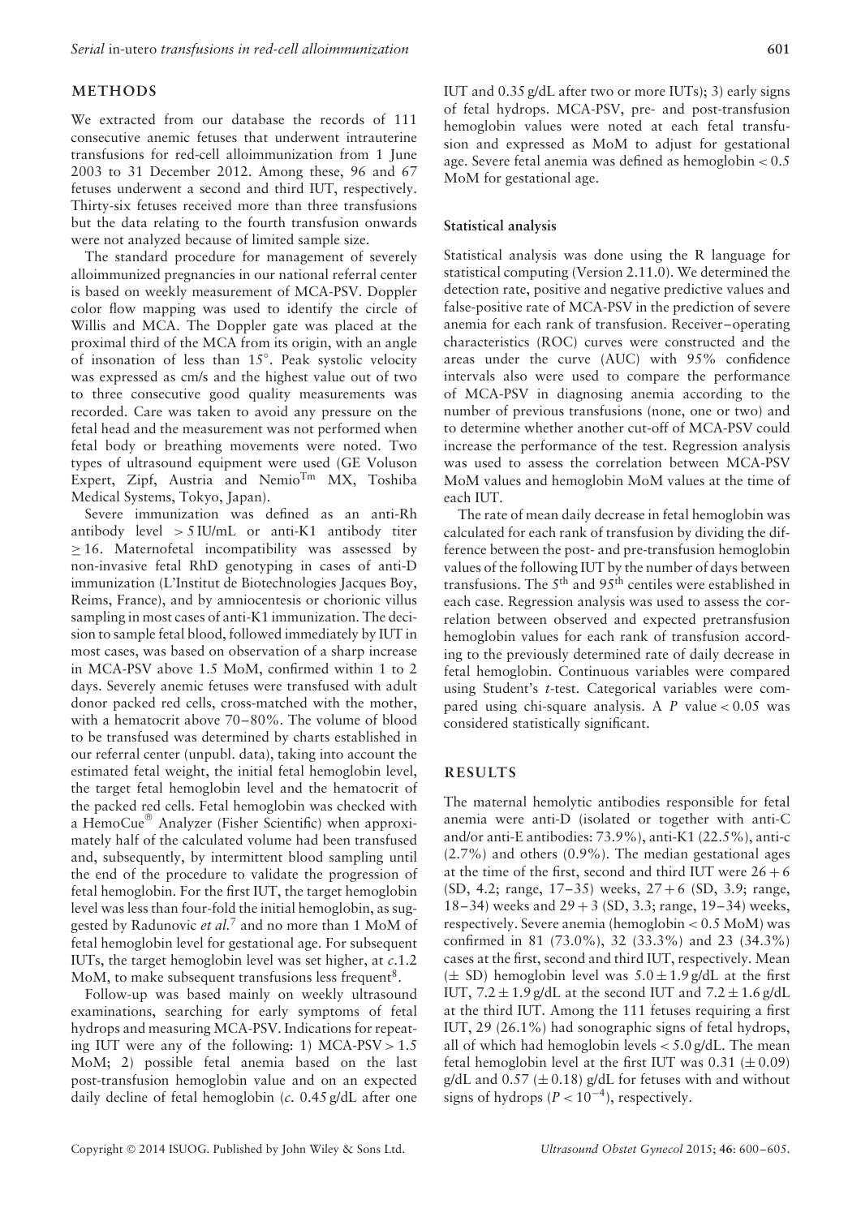## METHODS

We extracted from our database the records of 111 consecutive anemic fetuses that underwent intrauterine transfusions for red-cell alloimmunization from 1 June 2003 to 31 December 2012. Among these, 96 and 67 fetuses underwent a second and third IUT, respectively. Thirty-six fetuses received more than three transfusions but the data relating to the fourth transfusion onwards were not analyzed because of limited sample size.

The standard procedure for management of severely alloimmunized pregnancies in our national referral center is based on weekly measurement of MCA-PSV. Doppler color flow mapping was used to identify the circle of Willis and MCA. The Doppler gate was placed at the proximal third of the MCA from its origin, with an angle of insonation of less than 15°. Peak systolic velocity was expressed as cm/s and the highest value out of two to three consecutive good quality measurements was recorded. Care was taken to avoid any pressure on the fetal head and the measurement was not performed when fetal body or breathing movements were noted. Two types of ultrasound equipment were used (GE Voluson Expert, Zipf, Austria and Nemio™ MX, Toshiba Medical Systems, Tokyo, Japan).

Severe immunization was defined as an anti-Rh antibody level > 5 IU/mL or anti-K1 antibody titer ≥ 16. Maternofetal incompatibility was assessed by non-invasive fetal RhD genotyping in cases of anti-D immunization (L'Institut de Biotechnologies Jacques Boy, Reims, France), and by amniocentesis or chorionic villus sampling in most cases of anti-K1 immunization. The decision to sample fetal blood, followed immediately by IUT in most cases, was based on observation of a sharp increase in MCA-PSV above 1.5 MoM, confirmed within 1 to 2 days. Severely anemic fetuses were transfused with adult donor packed red cells, cross-matched with the mother, with a hematocrit above 70–80%. The volume of blood to be transfused was determined by charts established in our referral center (unpubl. data), taking into account the estimated fetal weight, the initial fetal hemoglobin level, the target fetal hemoglobin level and the hematocrit of the packed red cells. Fetal hemoglobin was checked with a HemoCue® Analyzer (Fisher Scientific) when approximately half of the calculated volume had been transfused and, subsequently, by intermittent blood sampling until the end of the procedure to validate the progression of fetal hemoglobin. For the first IUT, the target hemoglobin level was less than four-fold the initial hemoglobin, as suggested by Radunovic *et al.*[7] and no more than 1 MoM of fetal hemoglobin level for gestational age. For subsequent IUTs, the target hemoglobin level was set higher, at *c.*1.2 MoM, to make subsequent transfusions less frequent[8].

Follow-up was based mainly on weekly ultrasound examinations, searching for early symptoms of fetal hydrops and measuring MCA-PSV. Indications for repeating IUT were any of the following: 1) MCA-PSV > 1.5 MoM; 2) possible fetal anemia based on the last post-transfusion hemoglobin value and on an expected daily decline of fetal hemoglobin (*c.* 0.45 g/dL after one IUT and 0.35 g/dL after two or more IUTs); 3) early signs of fetal hydrops. MCA-PSV, pre- and post-transfusion hemoglobin values were noted at each fetal transfusion and expressed as MoM to adjust for gestational age. Severe fetal anemia was defined as hemoglobin < 0.5 MoM for gestational age.

### Statistical analysis

Statistical analysis was done using the R language for statistical computing (Version 2.11.0). We determined the detection rate, positive and negative predictive values and false-positive rate of MCA-PSV in the prediction of severe anemia for each rank of transfusion. Receiver–operating characteristics (ROC) curves were constructed and the areas under the curve (AUC) with 95% confidence intervals also were used to compare the performance of MCA-PSV in diagnosing anemia according to the number of previous transfusions (none, one or two) and to determine whether another cut-off of MCA-PSV could increase the performance of the test. Regression analysis was used to assess the correlation between MCA-PSV MoM values and hemoglobin MoM values at the time of each IUT.

The rate of mean daily decrease in fetal hemoglobin was calculated for each rank of transfusion by dividing the difference between the post- and pre-transfusion hemoglobin values of the following IUT by the number of days between transfusions. The 5th and 95th centiles were established in each case. Regression analysis was used to assess the correlation between observed and expected pretransfusion hemoglobin values for each rank of transfusion according to the previously determined rate of daily decrease in fetal hemoglobin. Continuous variables were compared using Student's *t*-test. Categorical variables were compared using chi-square analysis. A $P$ value < 0.05 was considered statistically significant.

## RESULTS

The maternal hemolytic antibodies responsible for fetal anemia were anti-D (isolated or together with anti-C and/or anti-E antibodies: 73.9%), anti-K1 (22.5%), anti-c (2.7%) and others (0.9%). The median gestational ages at the time of the first, second and third IUT were 26 + 6 (SD, 4.2; range, 17–35) weeks, 27 + 6 (SD, 3.9; range, 18–34) weeks and 29 + 3 (SD, 3.3; range, 19–34) weeks, respectively. Severe anemia (hemoglobin < 0.5 MoM) was confirmed in 81 (73.0%), 32 (33.3%) and 23 (34.3%) cases at the first, second and third IUT, respectively. Mean (± SD) hemoglobin level was 5.0 ± 1.9 g/dL at the first IUT, 7.2 ± 1.9 g/dL at the second IUT and 7.2 ± 1.6 g/dL at the third IUT. Among the 111 fetuses requiring a first IUT, 29 (26.1%) had sonographic signs of fetal hydrops, all of which had hemoglobin levels < 5.0 g/dL. The mean fetal hemoglobin level at the first IUT was 0.31 (± 0.09) g/dL and 0.57 (± 0.18) g/dL for fetuses with and without signs of hydrops ($P < 10^{-4}$), respectively.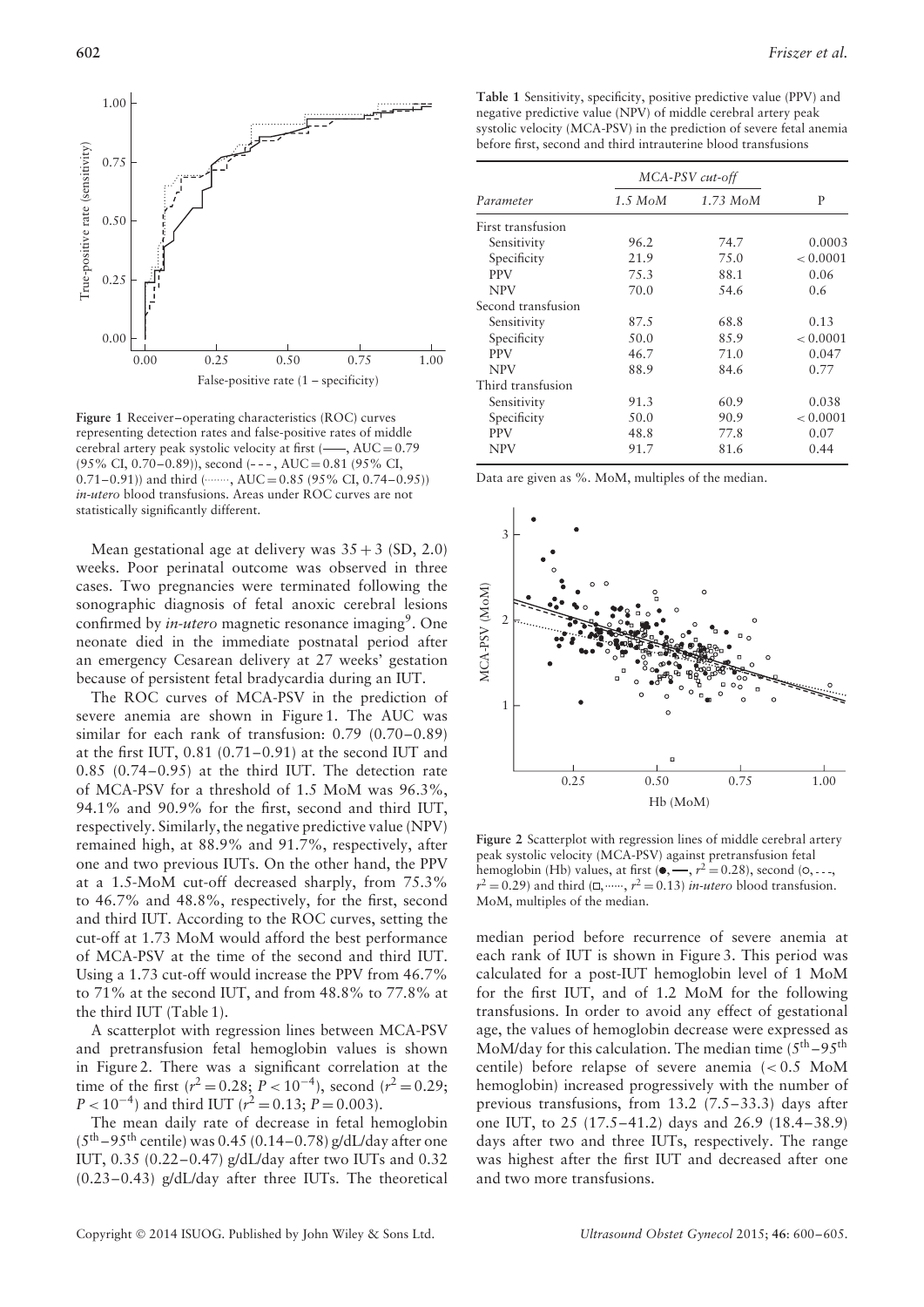1.00

0.75

0.50

0.25

0.00

0.00 0.25 0.50 0.75 1.00

True-positive rate (sensitivity)

False-positive rate (1 – specificity)

**Figure 1** Receiver–operating characteristics (ROC) curves representing detection rates and false-positive rates of middle cerebral artery peak systolic velocity at first (——, AUC = 0.79 (95% CI, 0.70–0.89)), second (- - -, AUC = 0.81 (95% CI, 0.71–0.91)) and third (········, AUC = 0.85 (95% CI, 0.74–0.95)) *in-utero* blood transfusions. Areas under ROC curves are not statistically significantly different.

Mean gestational age at delivery was 35 + 3 (SD, 2.0) weeks. Poor perinatal outcome was observed in three cases. Two pregnancies were terminated following the sonographic diagnosis of fetal anoxic cerebral lesions confirmed by *in-utero* magnetic resonance imaging[9]. One neonate died in the immediate postnatal period after an emergency Cesarean delivery at 27 weeks' gestation because of persistent fetal bradycardia during an IUT.

The ROC curves of MCA-PSV in the prediction of severe anemia are shown in Figure 1. The AUC was similar for each rank of transfusion: 0.79 (0.70–0.89) at the first IUT, 0.81 (0.71–0.91) at the second IUT and 0.85 (0.74–0.95) at the third IUT. The detection rate of MCA-PSV for a threshold of 1.5 MoM was 96.3%, 94.1% and 90.9% for the first, second and third IUT, respectively. Similarly, the negative predictive value (NPV) remained high, at 88.9% and 91.7%, respectively, after one and two previous IUTs. On the other hand, the PPV at a 1.5-MoM cut-off decreased sharply, from 75.3% to 46.7% and 48.8%, respectively, for the first, second and third IUT. According to the ROC curves, setting the cut-off at 1.73 MoM would afford the best performance of MCA-PSV at the time of the second and third IUT. Using a 1.73 cut-off would increase the PPV from 46.7% to 71% at the second IUT, and from 48.8% to 77.8% at the third IUT (Table 1).

A scatterplot with regression lines between MCA-PSV and pretransfusion fetal hemoglobin values is shown in Figure 2. There was a significant correlation at the time of the first ($r^2 = 0.28$; $P < 10^{-4}$), second ($r^2 = 0.29$; $P < 10^{-4}$) and third IUT ($r^2 = 0.13$; $P = 0.003$).

The mean daily rate of decrease in fetal hemoglobin (5th–95th centile) was 0.45 (0.14–0.78) g/dL/day after one IUT, 0.35 (0.22–0.47) g/dL/day after two IUTs and 0.32 (0.23–0.43) g/dL/day after three IUTs. The theoretical median period before recurrence of severe anemia at each rank of IUT is shown in Figure 3. This period was calculated for a post-IUT hemoglobin level of 1 MoM for the first IUT, and of 1.2 MoM for the following transfusions. In order to avoid any effect of gestational age, the values of hemoglobin decrease were expressed as MoM/day for this calculation. The median time (5th–95th centile) before relapse of severe anemia (< 0.5 MoM hemoglobin) increased progressively with the number of previous transfusions, from 13.2 (7.5–33.3) days after one IUT, to 25 (17.5–41.2) days and 26.9 (18.4–38.9) days after two and three IUTs, respectively. The range was highest after the first IUT and decreased after one and two more transfusions.

**Table 1** Sensitivity, specificity, positive predictive value (PPV) and negative predictive value (NPV) of middle cerebral artery peak systolic velocity (MCA-PSV) in the prediction of severe fetal anemia before first, second and third intrauterine blood transfusions

| | *MCA-PSV cut-off* | | |
|---|---|---|---|
| *Parameter* | *1.5 MoM* | *1.73 MoM* | P |
| First transfusion | | | |
| Sensitivity | 96.2 | 74.7 | 0.0003 |
| Specificity | 21.9 | 75.0 | < 0.0001 |
| PPV | 75.3 | 88.1 | 0.06 |
| NPV | 70.0 | 54.6 | 0.6 |
| Second transfusion | | | |
| Sensitivity | 87.5 | 68.8 | 0.13 |
| Specificity | 50.0 | 85.9 | < 0.0001 |
| PPV | 46.7 | 71.0 | 0.047 |
| NPV | 88.9 | 84.6 | 0.77 |
| Third transfusion | | | |
| Sensitivity | 91.3 | 60.9 | 0.038 |
| Specificity | 50.0 | 90.9 | < 0.0001 |
| PPV | 48.8 | 77.8 | 0.07 |
| NPV | 91.7 | 81.6 | 0.44 |

Data are given as %. MoM, multiples of the median.

3

2

1

0.25 0.50 0.75 1.00

MCA-PSV (MoM)

Hb (MoM)

**Figure 2** Scatterplot with regression lines of middle cerebral artery peak systolic velocity (MCA-PSV) against pretransfusion fetal hemoglobin (Hb) values, at first (●, ——, $r^2 = 0.28$), second (○, - - -, $r^2 = 0.29$) and third (□, ········, $r^2 = 0.13$) *in-utero* blood transfusion. MoM, multiples of the median.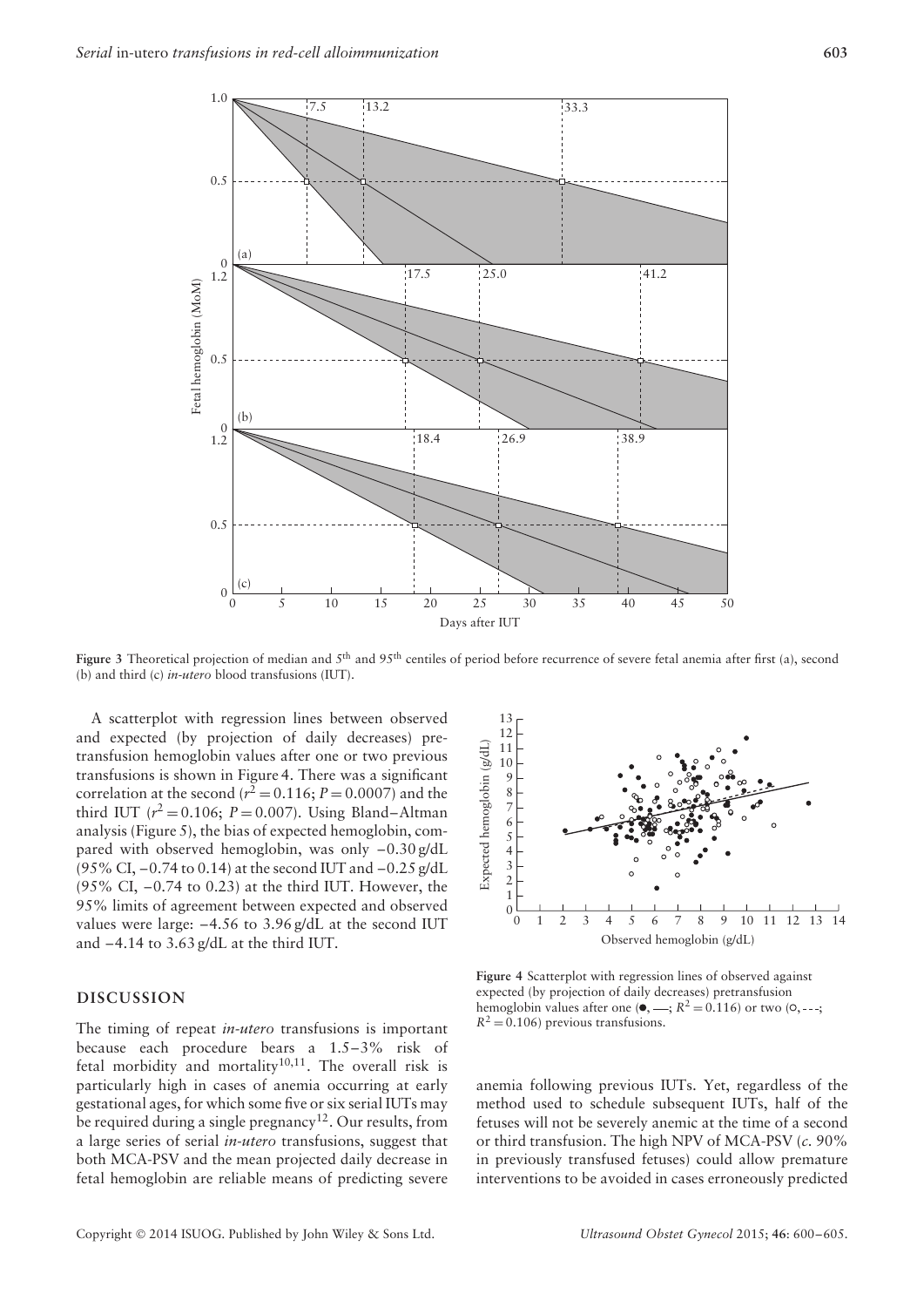1.0
7.5
13.2
33.3
0.5
0
(a)
1.2
17.5
25.0
41.2
Fetal hemoglobin (MoM)
0.5
0
(b)
1.2
18.4
26.9
38.9
0.5
0
(c)
0 5 10 15 20 25 30 35 40 45 50
Days after IUT

**Figure 3** Theoretical projection of median and 5th and 95th centiles of period before recurrence of severe fetal anemia after first (a), second (b) and third (c) *in-utero* blood transfusions (IUT).

A scatterplot with regression lines between observed and expected (by projection of daily decreases) pretransfusion hemoglobin values after one or two previous transfusions is shown in Figure 4. There was a significant correlation at the second ($r^2 = 0.116$; $P = 0.0007$) and the third IUT ($r^2 = 0.106$; $P = 0.007$). Using Bland–Altman analysis (Figure 5), the bias of expected hemoglobin, compared with observed hemoglobin, was only −0.30 g/dL (95% CI, −0.74 to 0.14) at the second IUT and −0.25 g/dL (95% CI, −0.74 to 0.23) at the third IUT. However, the 95% limits of agreement between expected and observed values were large: −4.56 to 3.96 g/dL at the second IUT and −4.14 to 3.63 g/dL at the third IUT.

13
12
11
10
9
8
7
6
5
4
3
2
1
0
Expected hemoglobin (g/dL)
0 1 2 3 4 5 6 7 8 9 10 11 12 13 14
Observed hemoglobin (g/dL)

**Figure 4** Scatterplot with regression lines of observed against expected (by projection of daily decreases) pretransfusion hemoglobin values after one (●, —; $R^2 = 0.116$) or two (○, - - -; $R^2 = 0.106$) previous transfusions.

## DISCUSSION

The timing of repeat *in-utero* transfusions is important because each procedure bears a 1.5–3% risk of fetal morbidity and mortality[10,11]. The overall risk is particularly high in cases of anemia occurring at early gestational ages, for which some five or six serial IUTs may be required during a single pregnancy[12]. Our results, from a large series of serial *in-utero* transfusions, suggest that both MCA-PSV and the mean projected daily decrease in fetal hemoglobin are reliable means of predicting severe anemia following previous IUTs. Yet, regardless of the method used to schedule subsequent IUTs, half of the fetuses will not be severely anemic at the time of a second or third transfusion. The high NPV of MCA-PSV (*c.* 90% in previously transfused fetuses) could allow premature interventions to be avoided in cases erroneously predicted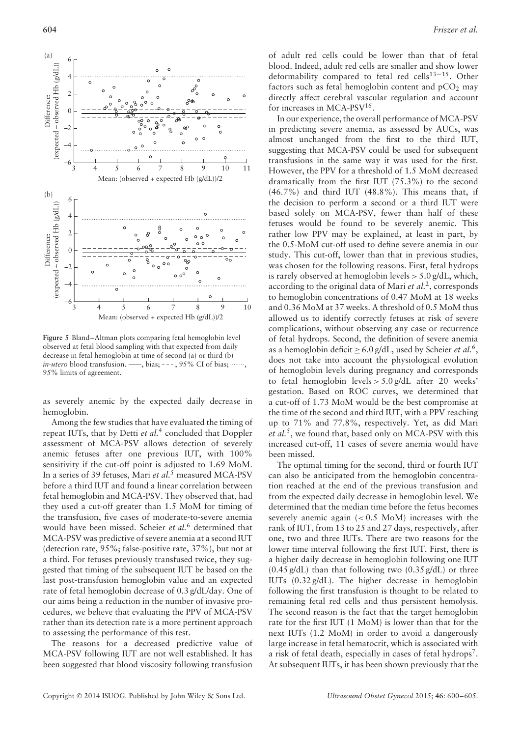(a)

6
4
2
0
−2
−4
−6

Difference: (expected − observed Hb (g/dL))

3 4 5 6 7 8 9 10 11

Mean: (observed + expected Hb (g/dL))/2

(b)

6
4
2
0
−2
−4
−6

Difference: (expected − observed Hb (g/dL))

3 4 5 6 7 8 9 10

Mean: (observed + expected Hb (g/dL))/2

**Figure 5** Bland–Altman plots comparing fetal hemoglobin level observed at fetal blood sampling with that expected from daily decrease in fetal hemoglobin at time of second (a) or third (b) *in-utero* blood transfusion. ——, bias; - - -, 95% CI of bias; ········, 95% limits of agreement.

as severely anemic by the expected daily decrease in hemoglobin.

Among the few studies that have evaluated the timing of repeat IUTs, that by Detti *et al.*[4] concluded that Doppler assessment of MCA-PSV allows detection of severely anemic fetuses after one previous IUT, with 100% sensitivity if the cut-off point is adjusted to 1.69 MoM. In a series of 39 fetuses, Mari *et al.*[5] measured MCA-PSV before a third IUT and found a linear correlation between fetal hemoglobin and MCA-PSV. They observed that, had they used a cut-off greater than 1.5 MoM for timing of the transfusion, five cases of moderate-to-severe anemia would have been missed. Scheier *et al.*[6] determined that MCA-PSV was predictive of severe anemia at a second IUT (detection rate, 95%; false-positive rate, 37%), but not at a third. For fetuses previously transfused twice, they suggested that timing of the subsequent IUT be based on the last post-transfusion hemoglobin value and an expected rate of fetal hemoglobin decrease of 0.3 g/dL/day. One of our aims being a reduction in the number of invasive procedures, we believe that evaluating the PPV of MCA-PSV rather than its detection rate is a more pertinent approach to assessing the performance of this test.

The reasons for a decreased predictive value of MCA-PSV following IUT are not well established. It has been suggested that blood viscosity following transfusion of adult red cells could be lower than that of fetal blood. Indeed, adult red cells are smaller and show lower deformability compared to fetal red cells[13–15]. Other factors such as fetal hemoglobin content and $pCO_2$ may directly affect cerebral vascular regulation and account for increases in MCA-PSV[16].

In our experience, the overall performance of MCA-PSV in predicting severe anemia, as assessed by AUCs, was almost unchanged from the first to the third IUT, suggesting that MCA-PSV could be used for subsequent transfusions in the same way it was used for the first. However, the PPV for a threshold of 1.5 MoM decreased dramatically from the first IUT (75.3%) to the second (46.7%) and third IUT (48.8%). This means that, if the decision to perform a second or a third IUT were based solely on MCA-PSV, fewer than half of these fetuses would be found to be severely anemic. This rather low PPV may be explained, at least in part, by the 0.5-MoM cut-off used to define severe anemia in our study. This cut-off, lower than that in previous studies, was chosen for the following reasons. First, fetal hydrops is rarely observed at hemoglobin levels > 5.0 g/dL, which, according to the original data of Mari *et al.*[2], corresponds to hemoglobin concentrations of 0.47 MoM at 18 weeks and 0.36 MoM at 37 weeks. A threshold of 0.5 MoM thus allowed us to identify correctly fetuses at risk of severe complications, without observing any case or recurrence of fetal hydrops. Second, the definition of severe anemia as a hemoglobin deficit ≥ 6.0 g/dL, used by Scheier *et al.*[6], does not take into account the physiological evolution of hemoglobin levels during pregnancy and corresponds to fetal hemoglobin levels > 5.0 g/dL after 20 weeks' gestation. Based on ROC curves, we determined that a cut-off of 1.73 MoM would be the best compromise at the time of the second and third IUT, with a PPV reaching up to 71% and 77.8%, respectively. Yet, as did Mari *et al.*[5], we found that, based only on MCA-PSV with this increased cut-off, 11 cases of severe anemia would have been missed.

The optimal timing for the second, third or fourth IUT can also be anticipated from the hemoglobin concentration reached at the end of the previous transfusion and from the expected daily decrease in hemoglobin level. We determined that the median time before the fetus becomes severely anemic again (< 0.5 MoM) increases with the rank of IUT, from 13 to 25 and 27 days, respectively, after one, two and three IUTs. There are two reasons for the lower time interval following the first IUT. First, there is a higher daily decrease in hemoglobin following one IUT (0.45 g/dL) than that following two (0.35 g/dL) or three IUTs (0.32 g/dL). The higher decrease in hemoglobin following the first transfusion is thought to be related to remaining fetal red cells and thus persistent hemolysis. The second reason is the fact that the target hemoglobin rate for the first IUT (1 MoM) is lower than that for the next IUTs (1.2 MoM) in order to avoid a dangerously large increase in fetal hematocrit, which is associated with a risk of fetal death, especially in cases of fetal hydrops[7]. At subsequent IUTs, it has been shown previously that the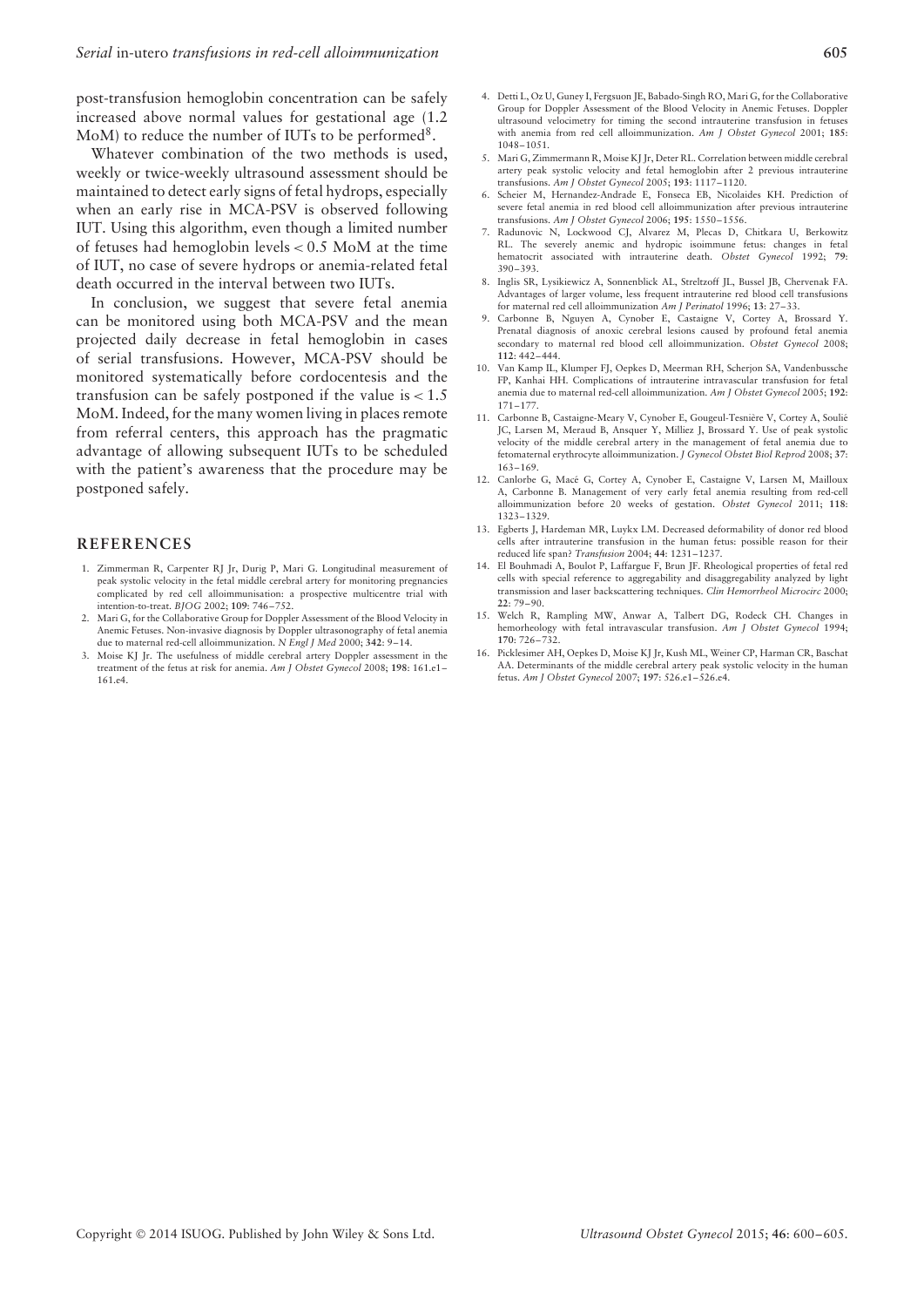post-transfusion hemoglobin concentration can be safely increased above normal values for gestational age (1.2 MoM) to reduce the number of IUTs to be performed[8].

Whatever combination of the two methods is used, weekly or twice-weekly ultrasound assessment should be maintained to detect early signs of fetal hydrops, especially when an early rise in MCA-PSV is observed following IUT. Using this algorithm, even though a limited number of fetuses had hemoglobin levels < 0.5 MoM at the time of IUT, no case of severe hydrops or anemia-related fetal death occurred in the interval between two IUTs.

In conclusion, we suggest that severe fetal anemia can be monitored using both MCA-PSV and the mean projected daily decrease in fetal hemoglobin in cases of serial transfusions. However, MCA-PSV should be monitored systematically before cordocentesis and the transfusion can be safely postponed if the value is < 1.5 MoM. Indeed, for the many women living in places remote from referral centers, this approach has the pragmatic advantage of allowing subsequent IUTs to be scheduled with the patient's awareness that the procedure may be postponed safely.

## REFERENCES

1. Zimmerman R, Carpenter RJ Jr, Durig P, Mari G. Longitudinal measurement of peak systolic velocity in the fetal middle cerebral artery for monitoring pregnancies complicated by red cell alloimmunisation: a prospective multicentre trial with intention-to-treat. *BJOG* 2002; **109**: 746–752.
2. Mari G, for the Collaborative Group for Doppler Assessment of the Blood Velocity in Anemic Fetuses. Non-invasive diagnosis by Doppler ultrasonography of fetal anemia due to maternal red-cell alloimmunization. *N Engl J Med* 2000; **342**: 9–14.
3. Moise KJ Jr. The usefulness of middle cerebral artery Doppler assessment in the treatment of the fetus at risk for anemia. *Am J Obstet Gynecol* 2008; **198**: 161.e1–161.e4.
4. Detti L, Oz U, Guney I, Fergsuon JE, Babado-Singh RO, Mari G, for the Collaborative Group for Doppler Assessment of the Blood Velocity in Anemic Fetuses. Doppler ultrasound velocimetry for timing the second intrauterine transfusion in fetuses with anemia from red cell alloimmunization. *Am J Obstet Gynecol* 2001; **185**: 1048–1051.
5. Mari G, Zimmermann R, Moise KJ Jr, Deter RL. Correlation between middle cerebral artery peak systolic velocity and fetal hemoglobin after 2 previous intrauterine transfusions. *Am J Obstet Gynecol* 2005; **193**: 1117–1120.
6. Scheier M, Hernandez-Andrade E, Fonseca EB, Nicolaides KH. Prediction of severe fetal anemia in red blood cell alloimmunization after previous intrauterine transfusions. *Am J Obstet Gynecol* 2006; **195**: 1550–1556.
7. Radunovic N, Lockwood CJ, Alvarez M, Plecas D, Chitkara U, Berkowitz RL. The severely anemic and hydropic isoimmune fetus: changes in fetal hematocrit associated with intrauterine death. *Obstet Gynecol* 1992; **79**: 390–393.
8. Inglis SR, Lysikiewicz A, Sonnenblick AL, Streltzoff JL, Bussel JB, Chervenak FA. Advantages of larger volume, less frequent intrauterine red blood cell transfusions for maternal red cell alloimmunization *Am J Perinatol* 1996; **13**: 27–33.
9. Carbonne B, Nguyen A, Cynober E, Castaigne V, Cortey A, Brossard Y. Prenatal diagnosis of anoxic cerebral lesions caused by profound fetal anemia secondary to maternal red blood cell alloimmunization. *Obstet Gynecol* 2008; **112**: 442–444.
10. Van Kamp IL, Klumper FJ, Oepkes D, Meerman RH, Scherjon SA, Vandenbussche FP, Kanhai HH. Complications of intrauterine intravascular transfusion for fetal anemia due to maternal red-cell alloimmunization. *Am J Obstet Gynecol* 2005; **192**: 171–177.
11. Carbonne B, Castaigne-Meary V, Cynober E, Gougeul-Tesnière V, Cortey A, Soulié JC, Larsen M, Meraud B, Ansquer Y, Milliez J, Brossard Y. Use of peak systolic velocity of the middle cerebral artery in the management of fetal anemia due to fetomaternal erythrocyte alloimmunization. *J Gynecol Obstet Biol Reprod* 2008; **37**: 163–169.
12. Canlorbe G, Macé G, Cortey A, Cynober E, Castaigne V, Larsen M, Mailloux A, Carbonne B. Management of very early fetal anemia resulting from red-cell alloimmunization before 20 weeks of gestation. *Obstet Gynecol* 2011; **118**: 1323–1329.
13. Egberts J, Hardeman MR, Luykx LM. Decreased deformability of donor red blood cells after intrauterine transfusion in the human fetus: possible reason for their reduced life span? *Transfusion* 2004; **44**: 1231–1237.
14. El Bouhmadi A, Boulot P, Laffargue F, Brun JF. Rheological properties of fetal red cells with special reference to aggregability and disaggregability analyzed by light transmission and laser backscattering techniques. *Clin Hemorrheol Microcirc* 2000; **22**: 79–90.
15. Welch R, Rampling MW, Anwar A, Talbert DG, Rodeck CH. Changes in hemorheology with fetal intravascular transfusion. *Am J Obstet Gynecol* 1994; **170**: 726–732.
16. Picklesimer AH, Oepkes D, Moise KJ Jr, Kush ML, Weiner CP, Harman CR, Baschat AA. Determinants of the middle cerebral artery peak systolic velocity in the human fetus. *Am J Obstet Gynecol* 2007; **197**: 526.e1–526.e4.